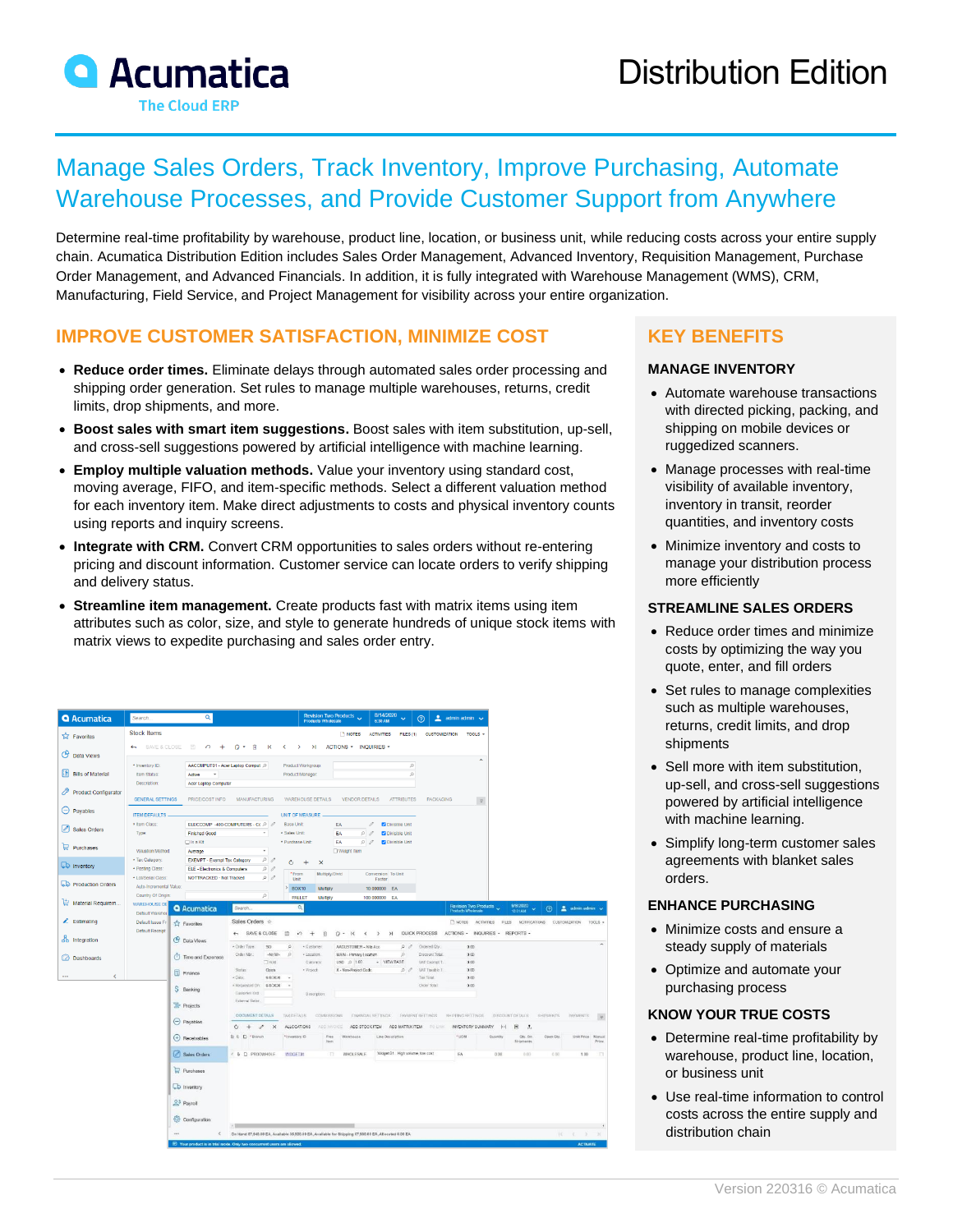# Acumatica

The Cloud ERP

# Distribution Edition

## Manage Sales Orders, Track Inventory, Improve Purchasing, Automate Warehouse Processes, and Provide Customer Support from Anywhere

Determine real-time profitability by warehouse, product line, location, or business unit, while reducing costs across your entire supply chain. Acumatica Distribution Edition includes Sales Order Management, Advanced Inventory, Requisition Management, Purchase Order Management, and Advanced Financials. In addition, it is fully integrated with Warehouse Management (WMS), CRM, Manufacturing, Field Service, and Project Management for visibility across your entire organization.

## IMPROVE CUSTOMER SATISFACTION, MINIMIZE COST

- **Reduce order times.** Eliminate delays through automated sales order processing and shipping order generation. Set rules to manage multiple warehouses, returns, credit limits, drop shipments, and more.
- **Boost sales with smart item suggestions.** Boost sales with item substitution, up-sell, and cross-sell suggestions powered by artificial intelligence with machine learning.
- **Employ multiple valuation methods.** Value your inventory using standard cost, moving average, FIFO, and item-specific methods. Select a different valuation method for each inventory item. Make direct adjustments to costs and physical inventory counts using reports and inquiry screens.
- **Integrate with CRM.** Convert CRM opportunities to sales orders without re-entering pricing and discount information. Customer service can locate orders to verify shipping and delivery status.
- **Streamline item management.** Create products fast with matrix items using item attributes such as color, size, and style to generate hundreds of unique stock items with matrix views to expedite purchasing and sales order entry.

## KEY BENEFITS

### MANAGE INVENTORY

- Automate warehouse transactions with directed picking, packing, and shipping on mobile devices or ruggedized scanners.
- Manage processes with real-time visibility of available inventory, inventory in transit, reorder quantities, and inventory costs
- Minimize inventory and costs to manage your distribution process more efficiently

### STREAMLINE SALES ORDERS

- Reduce order times and minimize costs by optimizing the way you quote, enter, and fill orders
- Set rules to manage complexities such as multiple warehouses, returns, credit limits, and drop shipments
- Sell more with item substitution, up-sell, and cross-sell suggestions powered by artificial intelligence with machine learning.
- Simplify long-term customer sales agreements with blanket sales orders.

### ENHANCE PURCHASING

- Minimize costs and ensure a steady supply of materials
- Optimize and automate your purchasing process

### KNOW YOUR TRUE COSTS

- Determine real-time profitability by warehouse, product line, location, or business unit
- Use real-time information to control costs across the entire supply and distribution chain

Version 220316 © Acumatica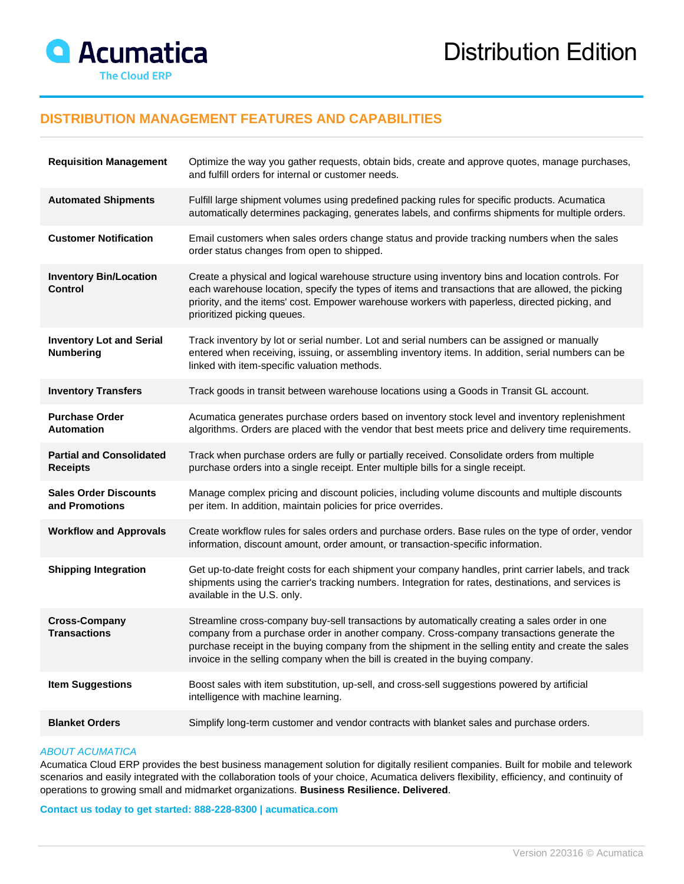Acumatica

The Cloud ERP

# Distribution Edition

## DISTRIBUTION MANAGEMENT FEATURES AND CAPABILITIES

| | |
|---|---|
| **Requisition Management** | Optimize the way you gather requests, obtain bids, create and approve quotes, manage purchases, and fulfill orders for internal or customer needs. |
| **Automated Shipments** | Fulfill large shipment volumes using predefined packing rules for specific products. Acumatica automatically determines packaging, generates labels, and confirms shipments for multiple orders. |
| **Customer Notification** | Email customers when sales orders change status and provide tracking numbers when the sales order status changes from open to shipped. |
| **Inventory Bin/Location Control** | Create a physical and logical warehouse structure using inventory bins and location controls. For each warehouse location, specify the types of items and transactions that are allowed, the picking priority, and the items' cost. Empower warehouse workers with paperless, directed picking, and prioritized picking queues. |
| **Inventory Lot and Serial Numbering** | Track inventory by lot or serial number. Lot and serial numbers can be assigned or manually entered when receiving, issuing, or assembling inventory items. In addition, serial numbers can be linked with item-specific valuation methods. |
| **Inventory Transfers** | Track goods in transit between warehouse locations using a Goods in Transit GL account. |
| **Purchase Order Automation** | Acumatica generates purchase orders based on inventory stock level and inventory replenishment algorithms. Orders are placed with the vendor that best meets price and delivery time requirements. |
| **Partial and Consolidated Receipts** | Track when purchase orders are fully or partially received. Consolidate orders from multiple purchase orders into a single receipt. Enter multiple bills for a single receipt. |
| **Sales Order Discounts and Promotions** | Manage complex pricing and discount policies, including volume discounts and multiple discounts per item. In addition, maintain policies for price overrides. |
| **Workflow and Approvals** | Create workflow rules for sales orders and purchase orders. Base rules on the type of order, vendor information, discount amount, order amount, or transaction-specific information. |
| **Shipping Integration** | Get up-to-date freight costs for each shipment your company handles, print carrier labels, and track shipments using the carrier's tracking numbers. Integration for rates, destinations, and services is available in the U.S. only. |
| **Cross-Company Transactions** | Streamline cross-company buy-sell transactions by automatically creating a sales order in one company from a purchase order in another company. Cross-company transactions generate the purchase receipt in the buying company from the shipment in the selling entity and create the sales invoice in the selling company when the bill is created in the buying company. |
| **Item Suggestions** | Boost sales with item substitution, up-sell, and cross-sell suggestions powered by artificial intelligence with machine learning. |
| **Blanket Orders** | Simplify long-term customer and vendor contracts with blanket sales and purchase orders. |

*ABOUT ACUMATICA*

Acumatica Cloud ERP provides the best business management solution for digitally resilient companies. Built for mobile and telework scenarios and easily integrated with the collaboration tools of your choice, Acumatica delivers flexibility, efficiency, and continuity of operations to growing small and midmarket organizations. **Business Resilience. Delivered**.

**Contact us today to get started: 888-228-8300 | acumatica.com**

Version 220316 © Acumatica